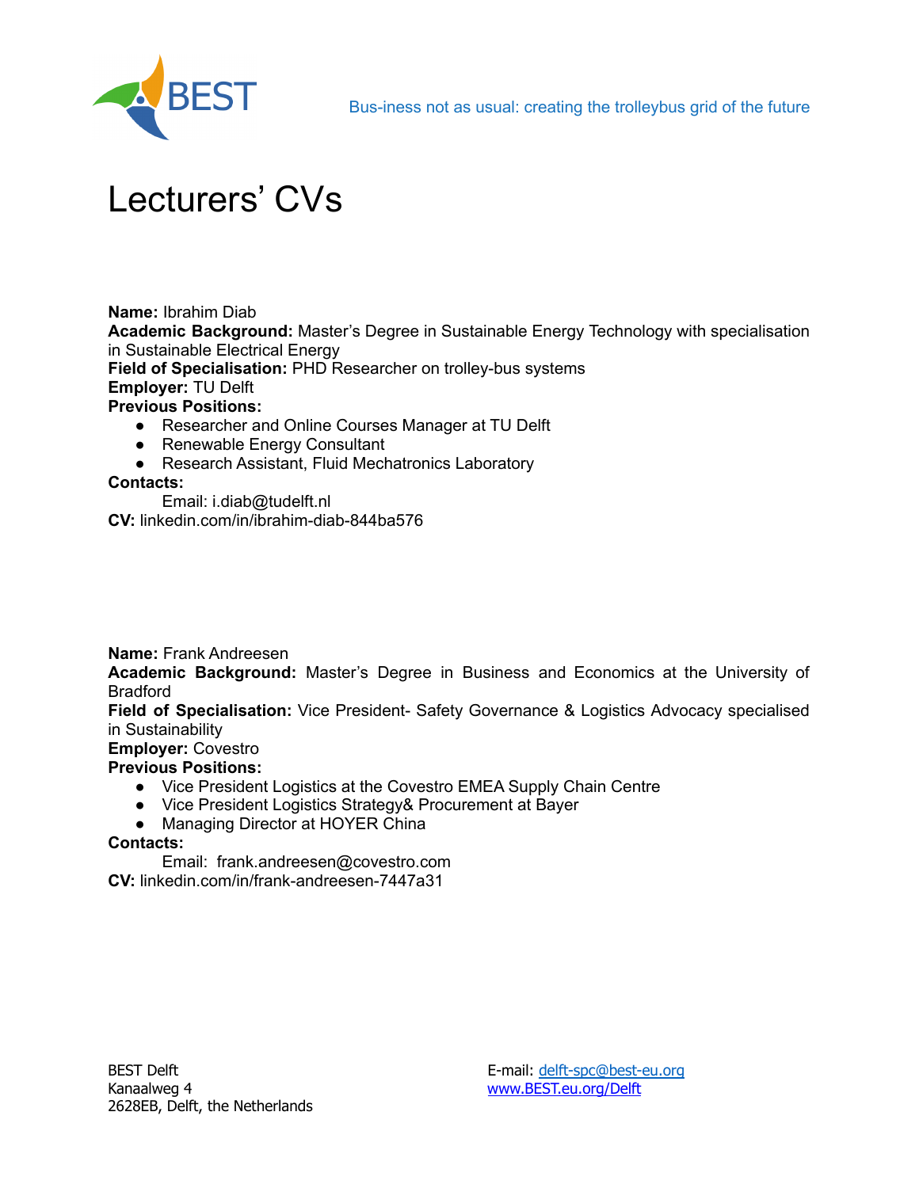# Lecturers' CVs

**Name:** Ibrahim Diab
**Academic Background:** Master's Degree in Sustainable Energy Technology with specialisation in Sustainable Electrical Energy
**Field of Specialisation:** PHD Researcher on trolley-bus systems
**Employer:** TU Delft
**Previous Positions:**

- Researcher and Online Courses Manager at TU Delft
- Renewable Energy Consultant
- Research Assistant, Fluid Mechatronics Laboratory

**Contacts:**
Email: i.diab@tudelft.nl
**CV:** linkedin.com/in/ibrahim-diab-844ba576

**Name:** Frank Andreesen
**Academic Background:** Master's Degree in Business and Economics at the University of Bradford
**Field of Specialisation:** Vice President- Safety Governance & Logistics Advocacy specialised in Sustainability
**Employer:** Covestro
**Previous Positions:**

- Vice President Logistics at the Covestro EMEA Supply Chain Centre
- Vice President Logistics Strategy& Procurement at Bayer
- Managing Director at HOYER China

**Contacts:**
Email: frank.andreesen@covestro.com
**CV:** linkedin.com/in/frank-andreesen-7447a31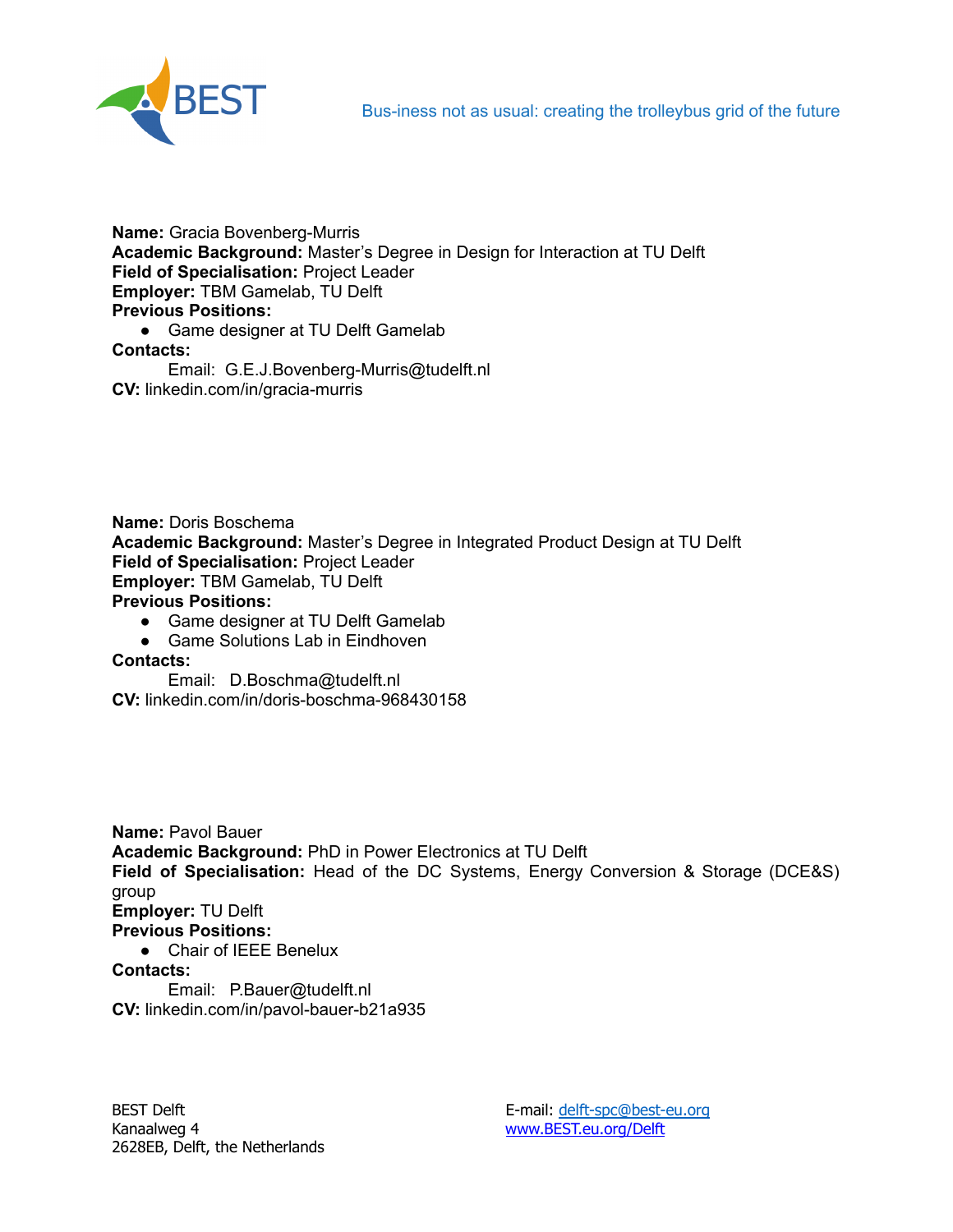**Name:** Gracia Bovenberg-Murris
**Academic Background:** Master's Degree in Design for Interaction at TU Delft
**Field of Specialisation:** Project Leader
**Employer:** TBM Gamelab, TU Delft
**Previous Positions:**

- Game designer at TU Delft Gamelab

**Contacts:**
Email: G.E.J.Bovenberg-Murris@tudelft.nl
**CV:** linkedin.com/in/gracia-murris

**Name:** Doris Boschema
**Academic Background:** Master's Degree in Integrated Product Design at TU Delft
**Field of Specialisation:** Project Leader
**Employer:** TBM Gamelab, TU Delft
**Previous Positions:**

- Game designer at TU Delft Gamelab
- Game Solutions Lab in Eindhoven

**Contacts:**
Email: D.Boschma@tudelft.nl
**CV:** linkedin.com/in/doris-boschma-968430158

**Name:** Pavol Bauer
**Academic Background:** PhD in Power Electronics at TU Delft
**Field of Specialisation:** Head of the DC Systems, Energy Conversion & Storage (DCE&S) group
**Employer:** TU Delft
**Previous Positions:**

- Chair of IEEE Benelux

**Contacts:**
Email: P.Bauer@tudelft.nl
**CV:** linkedin.com/in/pavol-bauer-b21a935